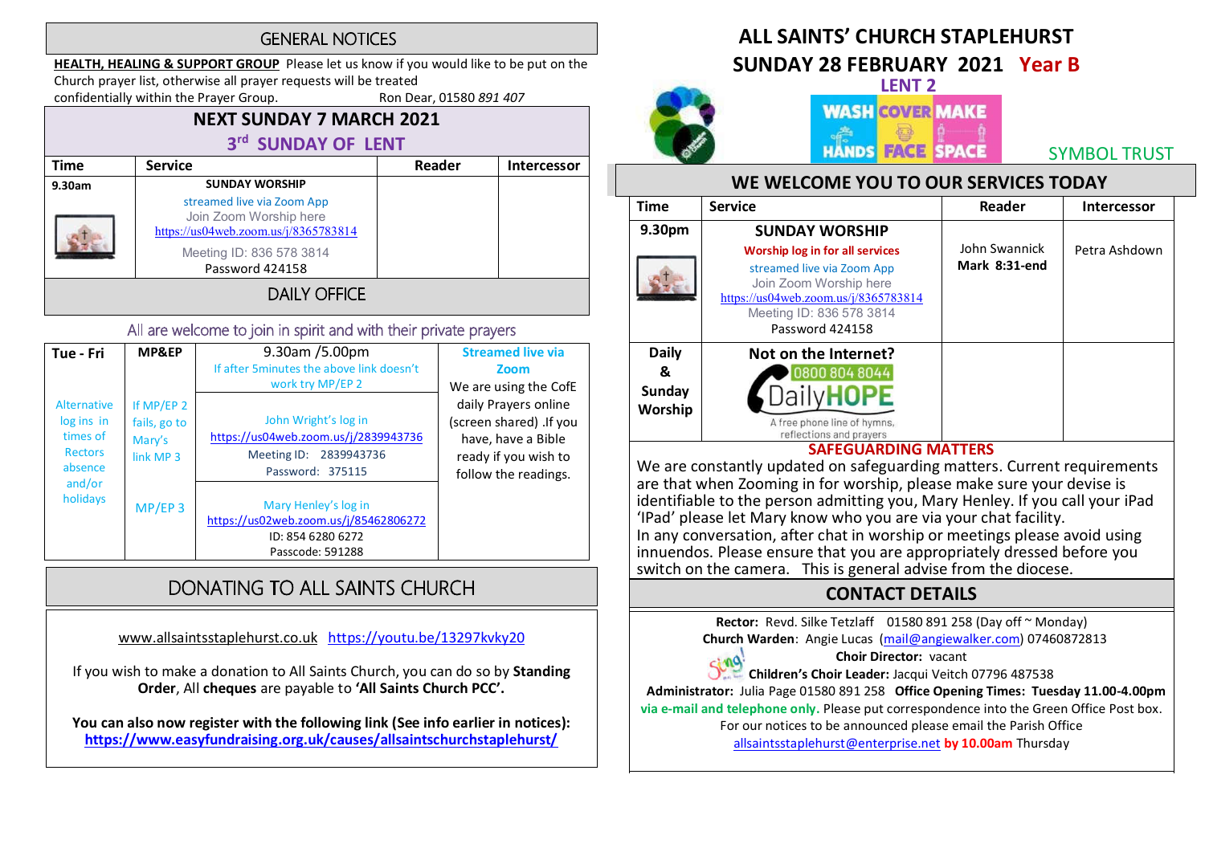## GENERAL NOTICES

**HEALTH, HEALING & SUPPORT GROUP** Please let us know if you would like to be put on the Church prayer list, otherwise all prayer requests will be treated confidentially within the Prayer Group. Ron Dear, 01580 *891 407*

## NEXT SUNDAY 7 MARCH 2021

### 3rd SUNDAY OF LENT

| Time | Service | Reader | Intercessor |
|---|---|---|---|
| 9.30am | SUNDAY WORSHIP<br>streamed live via Zoom App<br>Join Zoom Worship here<br>https://us04web.zoom.us/j/8365783814<br>Meeting ID: 836 578 3814<br>Password 424158 | | |

## DAILY OFFICE

All are welcome to join in spirit and with their private prayers

| Tue - Fri | MP&EP | 9.30am /5.00pm<br>If after 5minutes the above link doesn't work try MP/EP 2 | Streamed live via Zoom<br>We are using the CofE daily Prayers online (screen shared) .If you have, have a Bible ready if you wish to follow the readings. |
|---|---|---|---|
| Alternative log ins in times of Rectors absence and/or holidays | If MP/EP 2 fails, go to Mary's link MP 3 | John Wright's log in<br>https://us04web.zoom.us/j/2839943736<br>Meeting ID: 2839943736<br>Password: 375115 | |
| | MP/EP 3 | Mary Henley's log in<br>https://us02web.zoom.us/j/85462806272<br>ID: 854 6280 6272<br>Passcode: 591288 | |

## DONATING TO ALL SAINTS CHURCH

www.allsaintsstaplehurst.co.uk https://youtu.be/13297kvky20

If you wish to make a donation to All Saints Church, you can do so by **Standing Order**, All **cheques** are payable to **'All Saints Church PCC'.**

**You can also now register with the following link (See info earlier in notices):**
**https://www.easyfundraising.org.uk/causes/allsaintschurchstaplehurst/**

# ALL SAINTS' CHURCH STAPLEHURST

## SUNDAY 28 FEBRUARY 2021 Year B

### LENT 2

WASH HANDS COVER FACE MAKE SPACE

SYMBOL TRUST

## WE WELCOME YOU TO OUR SERVICES TODAY

| Time | Service | Reader | Intercessor |
|---|---|---|---|
| 9.30pm | SUNDAY WORSHIP<br>Worship log in for all services<br>streamed live via Zoom App<br>Join Zoom Worship here<br>https://us04web.zoom.us/j/8365783814<br>Meeting ID: 836 578 3814<br>Password 424158 | John Swannick<br>**Mark 8:31-end** | Petra Ashdown |
| Daily & Sunday Worship | Not on the Internet?<br>0800 804 8044<br>DailyHOPE<br>A free phone line of hymns, reflections and prayers | | |

**SAFEGUARDING MATTERS**

We are constantly updated on safeguarding matters. Current requirements are that when Zooming in for worship, please make sure your devise is identifiable to the person admitting you, Mary Henley. If you call your iPad 'IPad' please let Mary know who you are via your chat facility.
In any conversation, after chat in worship or meetings please avoid using innuendos. Please ensure that you are appropriately dressed before you switch on the camera. This is general advise from the diocese.

## CONTACT DETAILS

**Rector:** Revd. Silke Tetzlaff 01580 891 258 (Day off ~ Monday)
**Church Warden**: Angie Lucas (mail@angiewalker.com) 07460872813
**Choir Director:** vacant
**Children's Choir Leader:** Jacqui Veitch 07796 487538
**Administrator:** Julia Page 01580 891 258 **Office Opening Times: Tuesday 11.00-4.00pm via e-mail and telephone only.** Please put correspondence into the Green Office Post box.
For our notices to be announced please email the Parish Office allsaintsstaplehurst@enterprise.net **by 10.00am** Thursday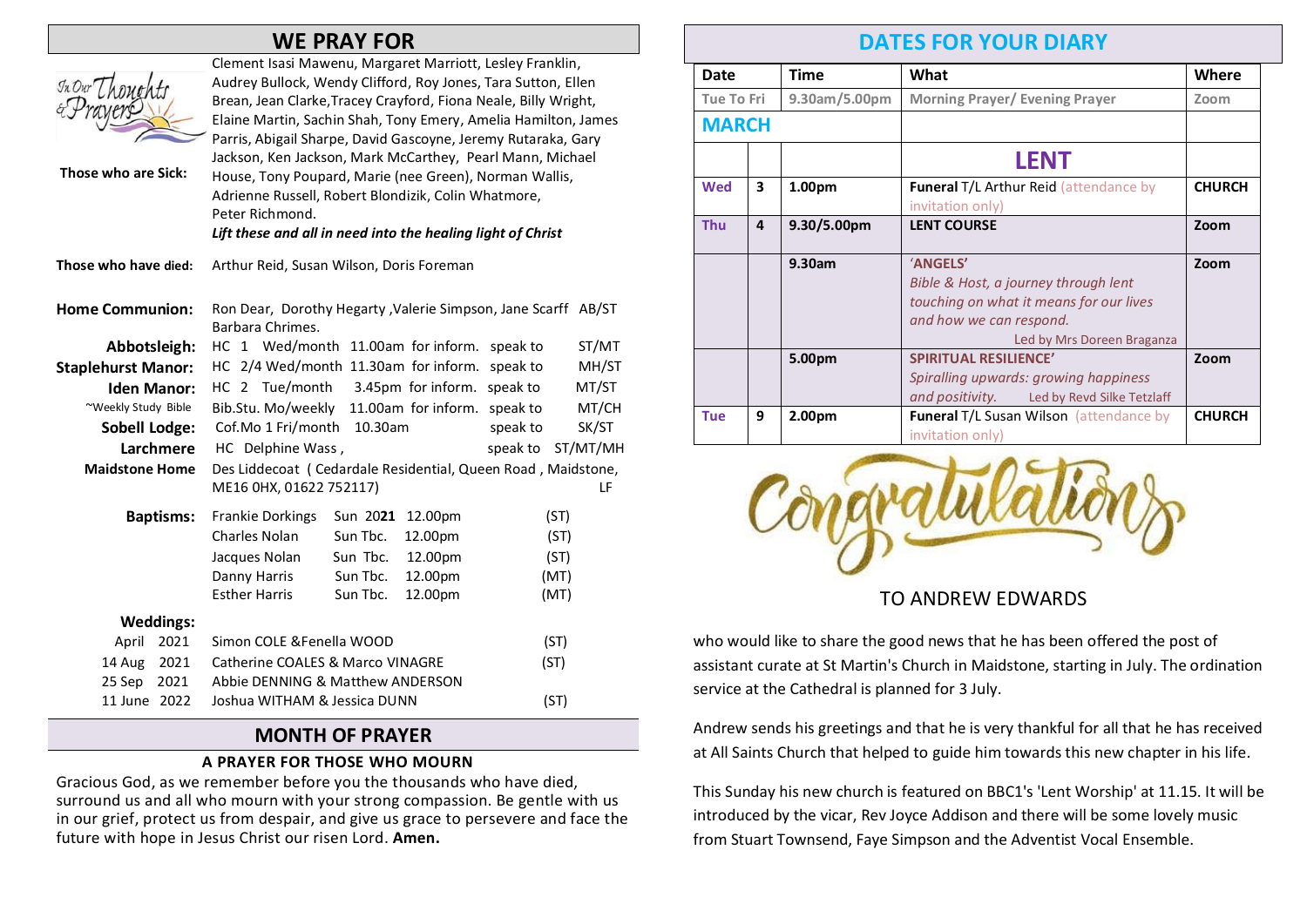## WE PRAY FOR

**Those who are Sick:** Clement Isasi Mawenu, Margaret Marriott, Lesley Franklin, Audrey Bullock, Wendy Clifford, Roy Jones, Tara Sutton, Ellen Brean, Jean Clarke,Tracey Crayford, Fiona Neale, Billy Wright, Elaine Martin, Sachin Shah, Tony Emery, Amelia Hamilton, James Parris, Abigail Sharpe, David Gascoyne, Jeremy Rutaraka, Gary Jackson, Ken Jackson, Mark McCarthey, Pearl Mann, Michael House, Tony Poupard, Marie (nee Green), Norman Wallis, Adrienne Russell, Robert Blondizik, Colin Whatmore, Peter Richmond.

*Lift these and all in need into the healing light of Christ*

**Those who have died:** Arthur Reid, Susan Wilson, Doris Foreman

**Home Communion:** Ron Dear, Dorothy Hegarty ,Valerie Simpson, Jane Scarff AB/ST Barbara Chrimes.

| | | | | | |
|---|---|---|---|---|---|
| **Abbotsleigh:** | HC 1 Wed/month | 11.00am | for inform. | speak to | ST/MT |
| **Staplehurst Manor:** | HC 2/4 Wed/month | 11.30am | for inform. | speak to | MH/ST |
| **Iden Manor:** | HC 2 Tue/month | 3.45pm | for inform. | speak to | MT/ST |
| ~Weekly Study Bible | Bib.Stu. Mo/weekly | 11.00am | for inform. | speak to | MT/CH |
| **Sobell Lodge:** | Cof.Mo 1 Fri/month | 10.30am | | speak to | SK/ST |
| **Larchmere** | HC Delphine Wass , | | | speak to | ST/MT/MH |
| **Maidstone Home** | Des Liddecoat ( Cedardale Residential, Queen Road , Maidstone, ME16 0HX, 01622 752117) | | | | LF |

**Baptisms:**

| | | | |
|---|---|---|---|
| Frankie Dorkings | Sun 20**21** | 12.00pm | (ST) |
| Charles Nolan | Sun Tbc. | 12.00pm | (ST) |
| Jacques Nolan | Sun Tbc. | 12.00pm | (ST) |
| Danny Harris | Sun Tbc. | 12.00pm | (MT) |
| Esther Harris | Sun Tbc. | 12.00pm | (MT) |

**Weddings:**

| | | |
|---|---|---|
| April 2021 | Simon COLE &Fenella WOOD | (ST) |
| 14 Aug 2021 | Catherine COALES & Marco VINAGRE | (ST) |
| 25 Sep 2021 | Abbie DENNING & Matthew ANDERSON | |
| 11 June 2022 | Joshua WITHAM & Jessica DUNN | (ST) |

## MONTH OF PRAYER

### A PRAYER FOR THOSE WHO MOURN

Gracious God, as we remember before you the thousands who have died, surround us and all who mourn with your strong compassion. Be gentle with us in our grief, protect us from despair, and give us grace to persevere and face the future with hope in Jesus Christ our risen Lord. **Amen.**

## DATES FOR YOUR DIARY

| Date | | Time | What | Where |
|---|---|---|---|---|
| Tue To Fri | | 9.30am/5.00pm | Morning Prayer/ Evening Prayer | Zoom |
| **MARCH** | | | | |
| | | | **LENT** | |
| **Wed** | **3** | **1.00pm** | **Funeral** T/L Arthur Reid (attendance by invitation only) | **CHURCH** |
| **Thu** | **4** | **9.30/5.00pm** | **LENT COURSE** | **Zoom** |
| | | **9.30am** | **'ANGELS'** *Bible & Host, a journey through lent touching on what it means for our lives and how we can respond.* Led by Mrs Doreen Braganza | **Zoom** |
| | | **5.00pm** | **SPIRITUAL RESILIENCE'** *Spiralling upwards: growing happiness and positivity.* Led by Revd Silke Tetzlaff | **Zoom** |
| **Tue** | **9** | **2.00pm** | **Funeral** T/L Susan Wilson (attendance by invitation only) | **CHURCH** |

Congratulations

TO ANDREW EDWARDS

who would like to share the good news that he has been offered the post of assistant curate at St Martin's Church in Maidstone, starting in July. The ordination service at the Cathedral is planned for 3 July.

Andrew sends his greetings and that he is very thankful for all that he has received at All Saints Church that helped to guide him towards this new chapter in his life.

This Sunday his new church is featured on BBC1's 'Lent Worship' at 11.15. It will be introduced by the vicar, Rev Joyce Addison and there will be some lovely music from Stuart Townsend, Faye Simpson and the Adventist Vocal Ensemble.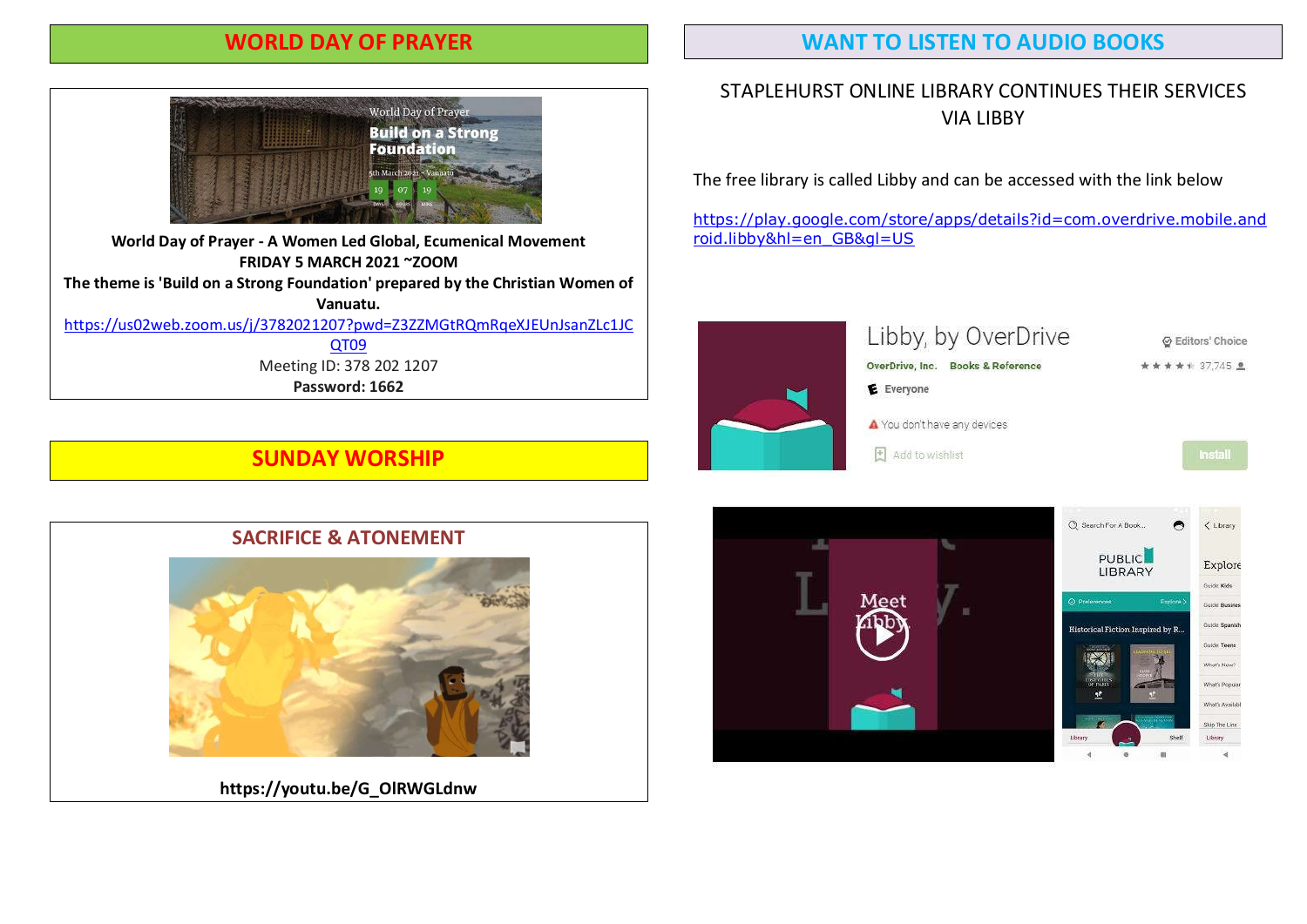## WORLD DAY OF PRAYER

**World Day of Prayer - A Women Led Global, Ecumenical Movement**
**FRIDAY 5 MARCH 2021 ~ZOOM**
**The theme is 'Build on a Strong Foundation' prepared by the Christian Women of Vanuatu.**

https://us02web.zoom.us/j/3782021207?pwd=Z3ZZMGtRQmRqeXJEUnJsanZLc1JCQT09

Meeting ID: 378 202 1207

**Password: 1662**

## SUNDAY WORSHIP

### SACRIFICE & ATONEMENT

**https://youtu.be/G_OlRWGLdnw**

## WANT TO LISTEN TO AUDIO BOOKS

STAPLEHURST ONLINE LIBRARY CONTINUES THEIR SERVICES VIA LIBBY

The free library is called Libby and can be accessed with the link below

https://play.google.com/store/apps/details?id=com.overdrive.mobile.android.libby&hl=en_GB&gl=US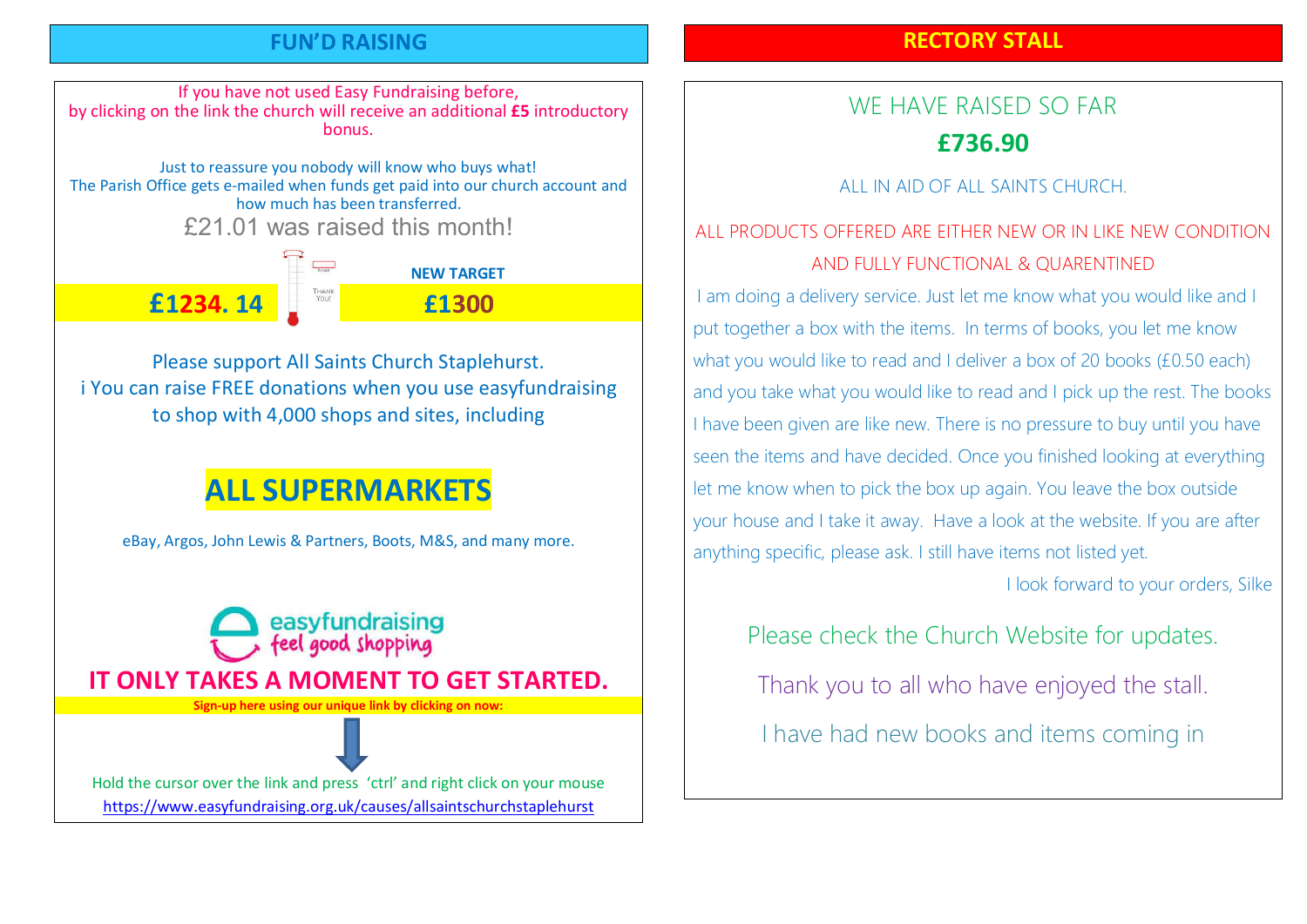## FUN'D RAISING

If you have not used Easy Fundraising before, by clicking on the link the church will receive an additional **£5** introductory bonus.

Just to reassure you nobody will know who buys what! The Parish Office gets e-mailed when funds get paid into our church account and how much has been transferred.

£21.01 was raised this month!

**£1234. 14**

**NEW TARGET**

**£1300**

Please support All Saints Church Staplehurst.
i You can raise FREE donations when you use easyfundraising to shop with 4,000 shops and sites, including

# ALL SUPERMARKETS

eBay, Argos, John Lewis & Partners, Boots, M&S, and many more.

easyfundraising
feel good shopping

## IT ONLY TAKES A MOMENT TO GET STARTED.

**Sign-up here using our unique link by clicking on now:**

Hold the cursor over the link and press 'ctrl' and right click on your mouse
https://www.easyfundraising.org.uk/causes/allsaintschurchstaplehurst

## RECTORY STALL

WE HAVE RAISED SO FAR

**£736.90**

ALL IN AID OF ALL SAINTS CHURCH.

ALL PRODUCTS OFFERED ARE EITHER NEW OR IN LIKE NEW CONDITION AND FULLY FUNCTIONAL & QUARENTINED

I am doing a delivery service. Just let me know what you would like and I put together a box with the items. In terms of books, you let me know what you would like to read and I deliver a box of 20 books (£0.50 each) and you take what you would like to read and I pick up the rest. The books I have been given are like new. There is no pressure to buy until you have seen the items and have decided. Once you finished looking at everything let me know when to pick the box up again. You leave the box outside your house and I take it away. Have a look at the website. If you are after anything specific, please ask. I still have items not listed yet.

I look forward to your orders, Silke

Please check the Church Website for updates.

Thank you to all who have enjoyed the stall.

I have had new books and items coming in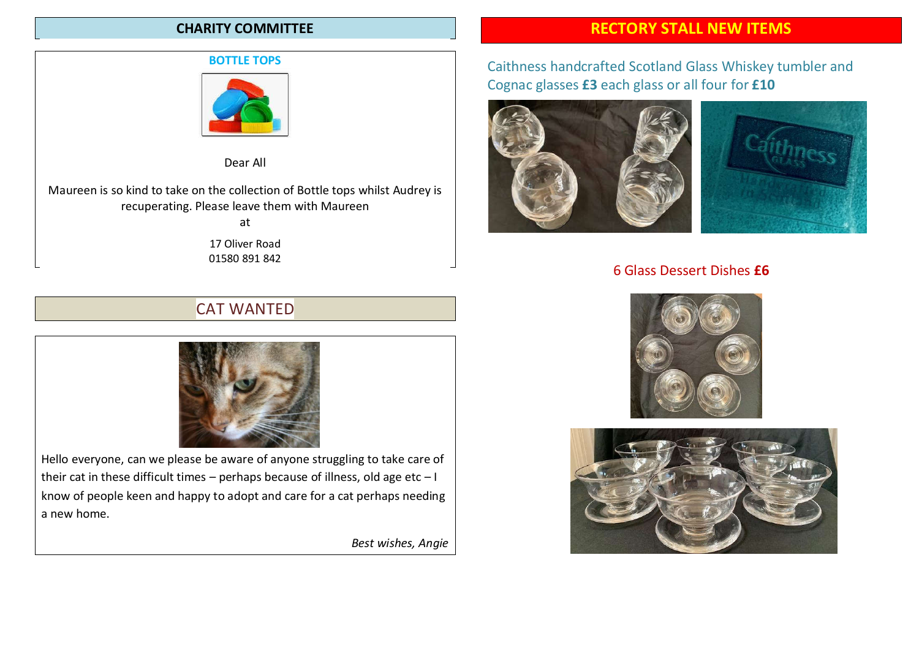## CHARITY COMMITTEE

### BOTTLE TOPS

Dear All

Maureen is so kind to take on the collection of Bottle tops whilst Audrey is recuperating. Please leave them with Maureen
at

17 Oliver Road
01580 891 842

## CAT WANTED

Hello everyone, can we please be aware of anyone struggling to take care of their cat in these difficult times – perhaps because of illness, old age etc – I know of people keen and happy to adopt and care for a cat perhaps needing a new home.

*Best wishes, Angie*

## RECTORY STALL NEW ITEMS

Caithness handcrafted Scotland Glass Whiskey tumbler and Cognac glasses **£3** each glass or all four for **£10**

6 Glass Dessert Dishes **£6**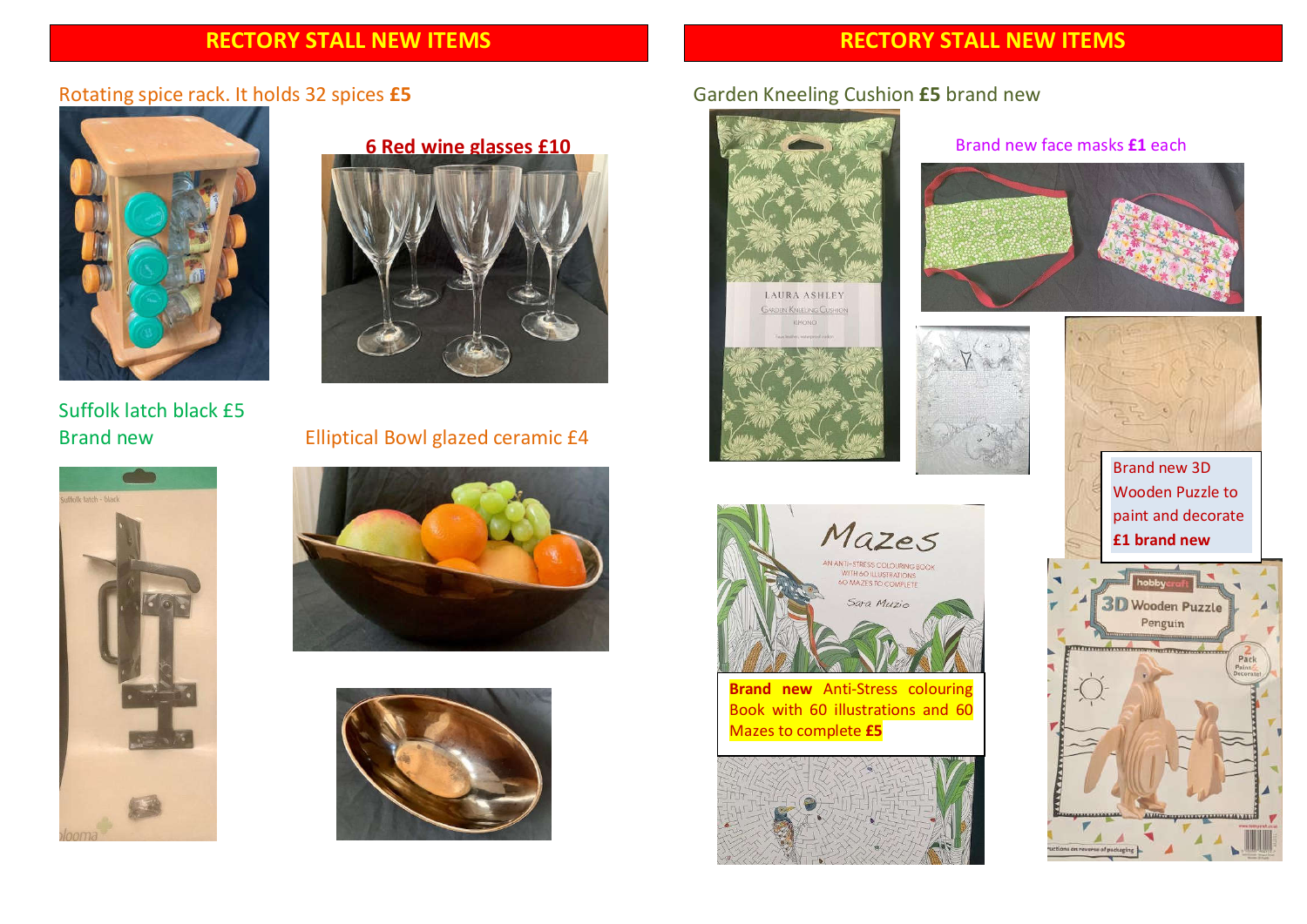## RECTORY STALL NEW ITEMS

Rotating spice rack. It holds 32 spices **£5**

**6 Red wine glasses £10**

Suffolk latch black £5
Brand new

Elliptical Bowl glazed ceramic £4

## RECTORY STALL NEW ITEMS

Garden Kneeling Cushion **£5** brand new

Brand new face masks **£1** each

Brand new 3D Wooden Puzzle to paint and decorate **£1 brand new**

**Brand new** Anti-Stress colouring Book with 60 illustrations and 60 Mazes to complete **£5**